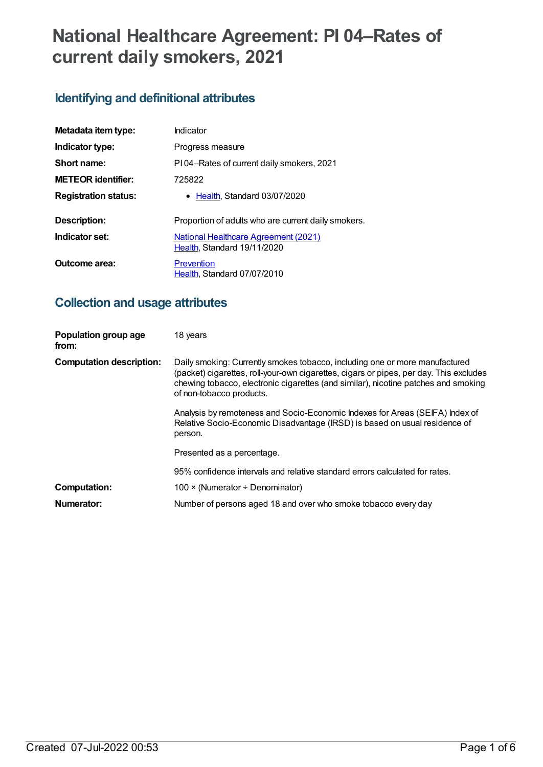# National Healthcare Agreement: PI 04–Rates of current daily smokers, 2021

## Identifying and definitional attributes

| | |
|---|---|
| **Metadata item type:** | Indicator |
| **Indicator type:** | Progress measure |
| **Short name:** | PI 04–Rates of current daily smokers, 2021 |
| **METEOR identifier:** | 725822 |
| **Registration status:** | • Health, Standard 03/07/2020 |
| **Description:** | Proportion of adults who are current daily smokers. |
| **Indicator set:** | National Healthcare Agreement (2021) Health, Standard 19/11/2020 |
| **Outcome area:** | Prevention Health, Standard 07/07/2010 |

## Collection and usage attributes

| | |
|---|---|
| **Population group age from:** | 18 years |
| **Computation description:** | Daily smoking: Currently smokes tobacco, including one or more manufactured (packet) cigarettes, roll-your-own cigarettes, cigars or pipes, per day. This excludes chewing tobacco, electronic cigarettes (and similar), nicotine patches and smoking of non-tobacco products. <br><br> Analysis by remoteness and Socio-Economic Indexes for Areas (SEIFA) Index of Relative Socio-Economic Disadvantage (IRSD) is based on usual residence of person. <br><br> Presented as a percentage. <br><br> 95% confidence intervals and relative standard errors calculated for rates. |
| **Computation:** | 100 × (Numerator ÷ Denominator) |
| **Numerator:** | Number of persons aged 18 and over who smoke tobacco every day |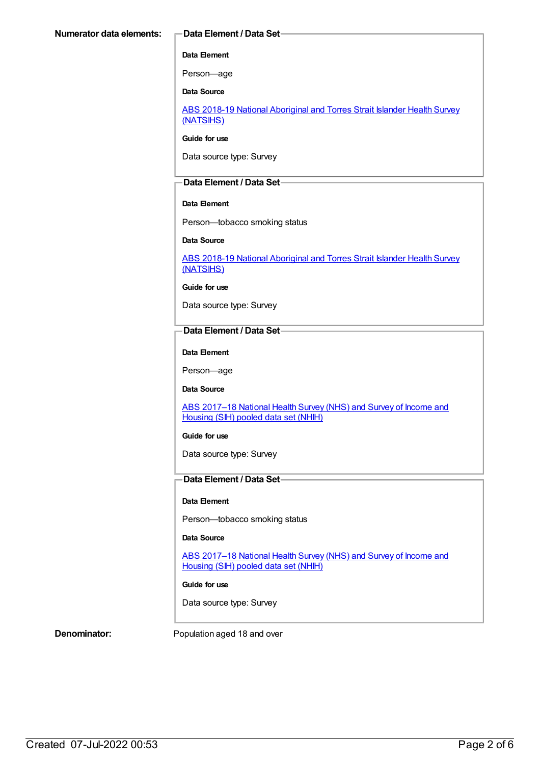**Numerator data elements:**

**Data Element / Data Set**

**Data Element**

Person—age

**Data Source**

ABS 2018-19 National Aboriginal and Torres Strait Islander Health Survey (NATSIHS)

**Guide for use**

Data source type: Survey

**Data Element / Data Set**

**Data Element**

Person—tobacco smoking status

**Data Source**

ABS 2018-19 National Aboriginal and Torres Strait Islander Health Survey (NATSIHS)

**Guide for use**

Data source type: Survey

**Data Element / Data Set**

**Data Element**

Person—age

**Data Source**

ABS 2017–18 National Health Survey (NHS) and Survey of Income and Housing (SIH) pooled data set (NHIH)

**Guide for use**

Data source type: Survey

**Data Element / Data Set**

**Data Element**

Person—tobacco smoking status

**Data Source**

ABS 2017–18 National Health Survey (NHS) and Survey of Income and Housing (SIH) pooled data set (NHIH)

**Guide for use**

Data source type: Survey

**Denominator:** Population aged 18 and over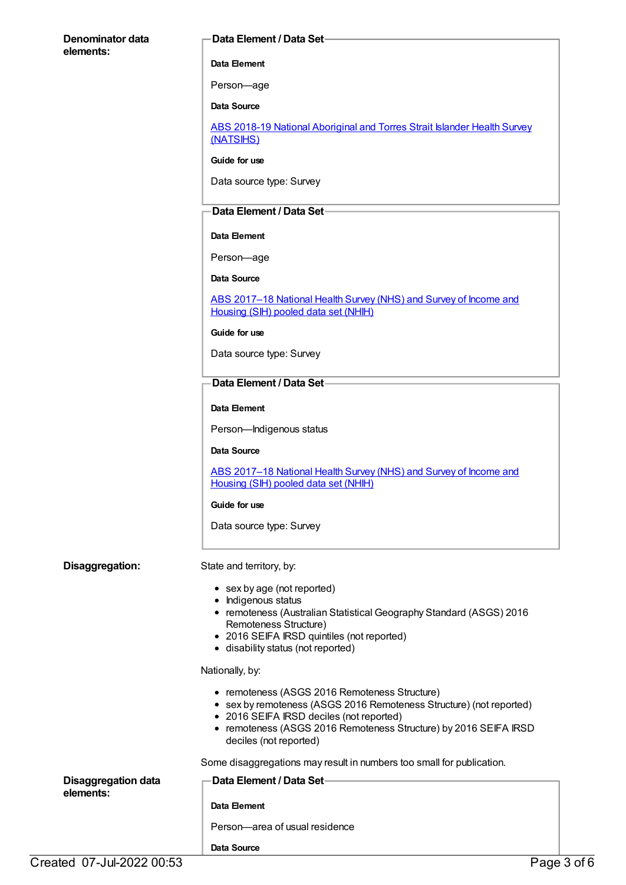**Denominator data elements:**

**Data Element / Data Set**

**Data Element**

Person—age

**Data Source**

ABS 2018-19 National Aboriginal and Torres Strait Islander Health Survey (NATSIHS)

**Guide for use**

Data source type: Survey

**Data Element / Data Set**

**Data Element**

Person—age

**Data Source**

ABS 2017–18 National Health Survey (NHS) and Survey of Income and Housing (SIH) pooled data set (NHIH)

**Guide for use**

Data source type: Survey

**Data Element / Data Set**

**Data Element**

Person—Indigenous status

**Data Source**

ABS 2017–18 National Health Survey (NHS) and Survey of Income and Housing (SIH) pooled data set (NHIH)

**Guide for use**

Data source type: Survey

**Disaggregation:**

State and territory, by:

- sex by age (not reported)
- Indigenous status
- remoteness (Australian Statistical Geography Standard (ASGS) 2016 Remoteness Structure)
- 2016 SEIFA IRSD quintiles (not reported)
- disability status (not reported)

Nationally, by:

- remoteness (ASGS 2016 Remoteness Structure)
- sex by remoteness (ASGS 2016 Remoteness Structure) (not reported)
- 2016 SEIFA IRSD deciles (not reported)
- remoteness (ASGS 2016 Remoteness Structure) by 2016 SEIFA IRSD deciles (not reported)

Some disaggregations may result in numbers too small for publication.

**Disaggregation data elements:**

**Data Element / Data Set**

**Data Element**

Person—area of usual residence

**Data Source**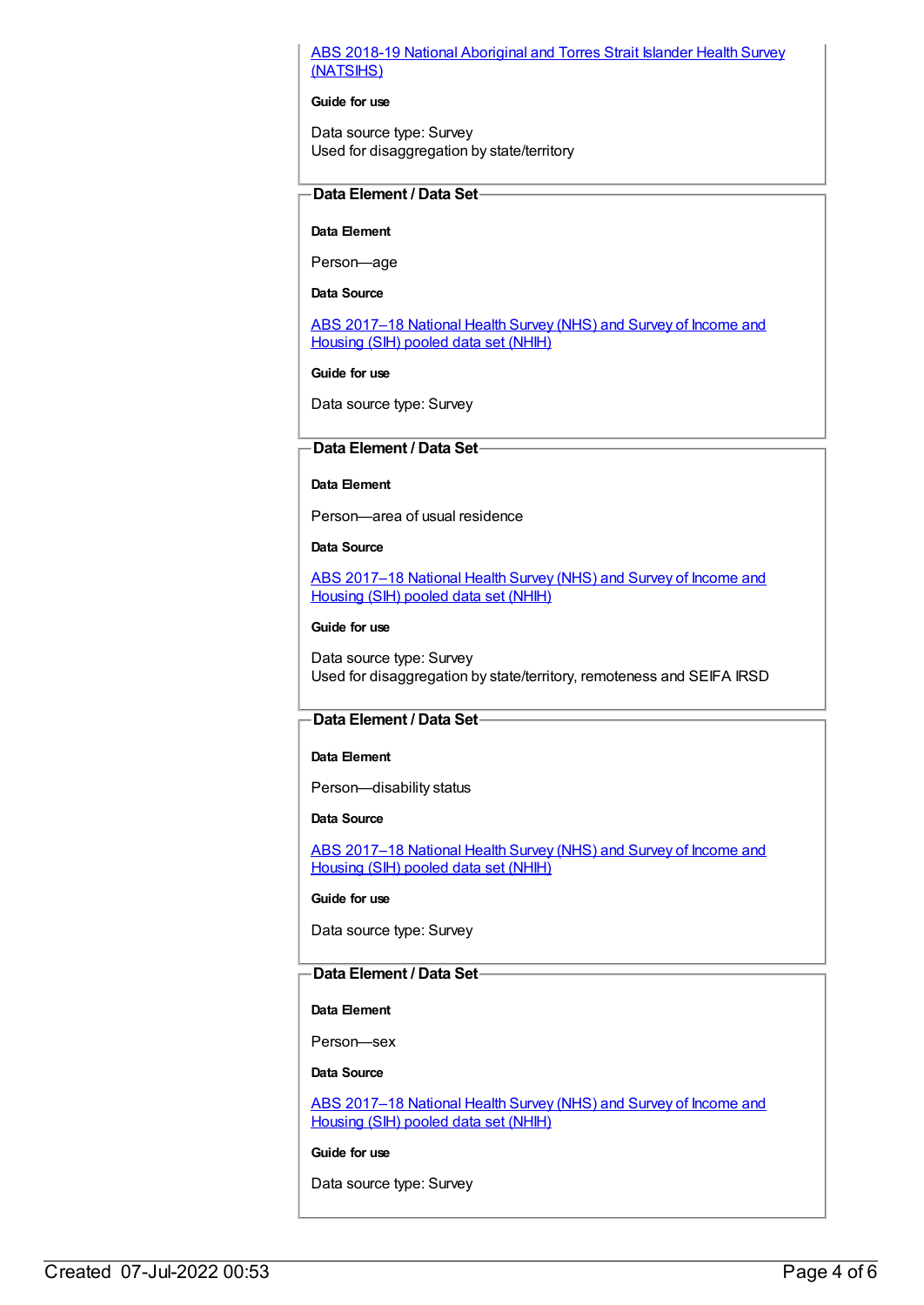[ABS 2018-19 National Aboriginal and Torres Strait Islander Health Survey (NATSIHS)](#)

**Guide for use**

Data source type: Survey
Used for disaggregation by state/territory

### Data Element / Data Set

**Data Element**

Person—age

**Data Source**

[ABS 2017–18 National Health Survey (NHS) and Survey of Income and Housing (SIH) pooled data set (NHIH)](#)

**Guide for use**

Data source type: Survey

### Data Element / Data Set

**Data Element**

Person—area of usual residence

**Data Source**

[ABS 2017–18 National Health Survey (NHS) and Survey of Income and Housing (SIH) pooled data set (NHIH)](#)

**Guide for use**

Data source type: Survey
Used for disaggregation by state/territory, remoteness and SEIFA IRSD

### Data Element / Data Set

**Data Element**

Person—disability status

**Data Source**

[ABS 2017–18 National Health Survey (NHS) and Survey of Income and Housing (SIH) pooled data set (NHIH)](#)

**Guide for use**

Data source type: Survey

### Data Element / Data Set

**Data Element**

Person—sex

**Data Source**

[ABS 2017–18 National Health Survey (NHS) and Survey of Income and Housing (SIH) pooled data set (NHIH)](#)

**Guide for use**

Data source type: Survey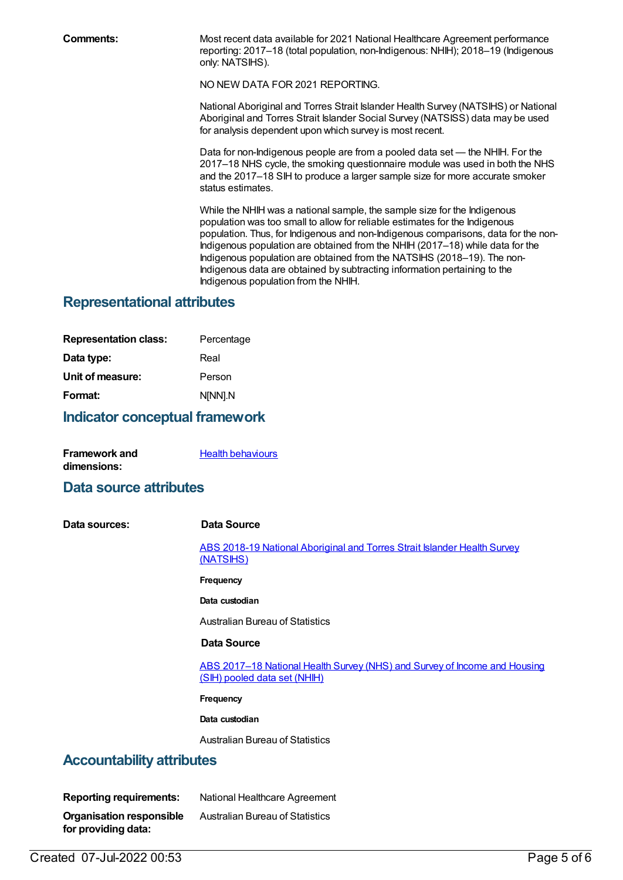**Comments:**

Most recent data available for 2021 National Healthcare Agreement performance reporting: 2017–18 (total population, non-Indigenous: NHIH); 2018–19 (Indigenous only: NATSIHS).

NO NEW DATA FOR 2021 REPORTING.

National Aboriginal and Torres Strait Islander Health Survey (NATSIHS) or National Aboriginal and Torres Strait Islander Social Survey (NATSISS) data may be used for analysis dependent upon which survey is most recent.

Data for non-Indigenous people are from a pooled data set — the NHIH. For the 2017–18 NHS cycle, the smoking questionnaire module was used in both the NHS and the 2017–18 SIH to produce a larger sample size for more accurate smoker status estimates.

While the NHIH was a national sample, the sample size for the Indigenous population was too small to allow for reliable estimates for the Indigenous population. Thus, for Indigenous and non-Indigenous comparisons, data for the non-Indigenous population are obtained from the NHIH (2017–18) while data for the Indigenous population are obtained from the NATSIHS (2018–19). The non-Indigenous data are obtained by subtracting information pertaining to the Indigenous population from the NHIH.

## Representational attributes

**Representation class:** Percentage

**Data type:** Real

**Unit of measure:** Person

**Format:** N[NN].N

## Indicator conceptual framework

**Framework and dimensions:** [Health behaviours]

## Data source attributes

**Data sources:**

**Data Source**

[ABS 2018-19 National Aboriginal and Torres Strait Islander Health Survey (NATSIHS)]

**Frequency**

**Data custodian**

Australian Bureau of Statistics

**Data Source**

[ABS 2017–18 National Health Survey (NHS) and Survey of Income and Housing (SIH) pooled data set (NHIH)]

**Frequency**

**Data custodian**

Australian Bureau of Statistics

## Accountability attributes

**Reporting requirements:** National Healthcare Agreement

**Organisation responsible for providing data:** Australian Bureau of Statistics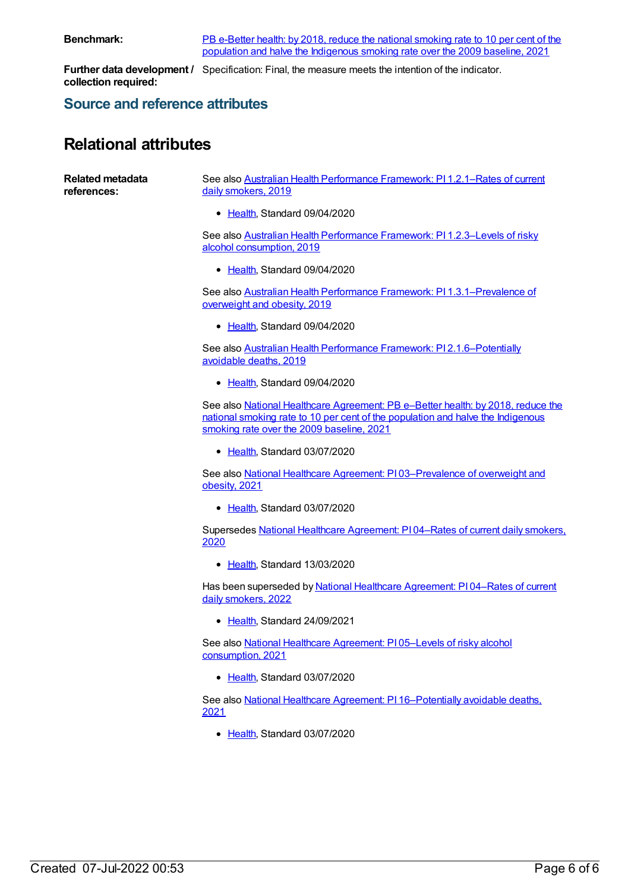**Benchmark:** PB e-Better health: by 2018, reduce the national smoking rate to 10 per cent of the population and halve the Indigenous smoking rate over the 2009 baseline, 2021

**Further data development / collection required:** Specification: Final, the measure meets the intention of the indicator.

### Source and reference attributes

## Relational attributes

**Related metadata references:**

See also Australian Health Performance Framework: PI 1.2.1–Rates of current daily smokers, 2019

- Health, Standard 09/04/2020

See also Australian Health Performance Framework: PI 1.2.3–Levels of risky alcohol consumption, 2019

- Health, Standard 09/04/2020

See also Australian Health Performance Framework: PI 1.3.1–Prevalence of overweight and obesity, 2019

- Health, Standard 09/04/2020

See also Australian Health Performance Framework: PI 2.1.6–Potentially avoidable deaths, 2019

- Health, Standard 09/04/2020

See also National Healthcare Agreement: PB e–Better health: by 2018, reduce the national smoking rate to 10 per cent of the population and halve the Indigenous smoking rate over the 2009 baseline, 2021

- Health, Standard 03/07/2020

See also National Healthcare Agreement: PI 03–Prevalence of overweight and obesity, 2021

- Health, Standard 03/07/2020

Supersedes National Healthcare Agreement: PI 04–Rates of current daily smokers, 2020

- Health, Standard 13/03/2020

Has been superseded by National Healthcare Agreement: PI 04–Rates of current daily smokers, 2022

- Health, Standard 24/09/2021

See also National Healthcare Agreement: PI 05–Levels of risky alcohol consumption, 2021

- Health, Standard 03/07/2020

See also National Healthcare Agreement: PI 16–Potentially avoidable deaths, 2021

- Health, Standard 03/07/2020